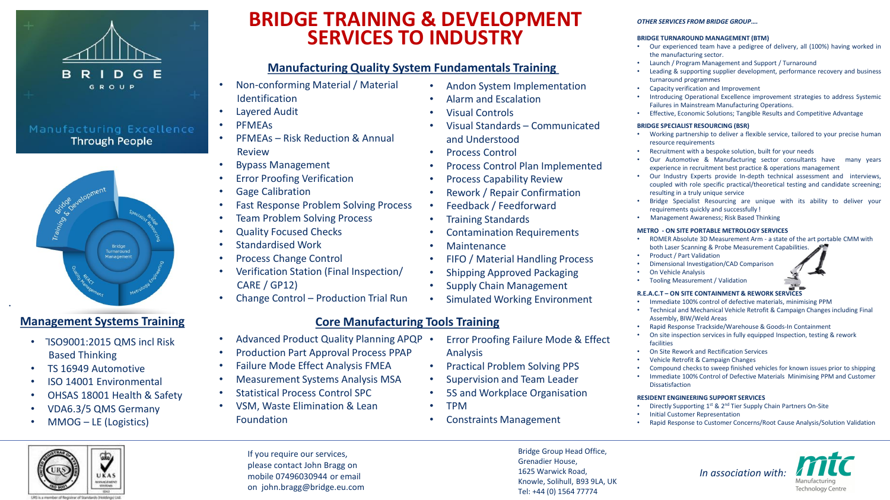BRIDGE GROUP

Manufacturing Excellence Through People

# BRIDGE TRAINING & DEVELOPMENT SERVICES TO INDUSTRY

## Manufacturing Quality System Fundamentals Training

- Non-conforming Material / Material Identification
- Layered Audit
- PFMEAs
- PFMEAs – Risk Reduction & Annual Review
- Bypass Management
- Error Proofing Verification
- Gage Calibration
- Fast Response Problem Solving Process
- Team Problem Solving Process
- Quality Focused Checks
- Standardised Work
- Process Change Control
- Verification Station (Final Inspection/ CARE / GP12)
- Change Control – Production Trial Run
- Andon System Implementation
- Alarm and Escalation
- Visual Controls
- Visual Standards – Communicated and Understood
- Process Control
- Process Control Plan Implemented
- Process Capability Review
- Rework / Repair Confirmation
- Feedback / Feedforward
- Training Standards
- Contamination Requirements
- Maintenance
- FIFO / Material Handling Process
- Shipping Approved Packaging
- Supply Chain Management
- Simulated Working Environment

## Core Manufacturing Tools Training

- Advanced Product Quality Planning APQP
- Production Part Approval Process PPAP
- Failure Mode Effect Analysis FMEA
- Measurement Systems Analysis MSA
- Statistical Process Control SPC
- VSM, Waste Elimination & Lean Foundation
- Error Proofing Failure Mode & Effect Analysis
- Practical Problem Solving PPS
- Supervision and Team Leader
- 5S and Workplace Organisation
- TPM
- Constraints Management

## Management Systems Training

- ISO9001:2015 QMS incl Risk Based Thinking
- TS 16949 Automotive
- ISO 14001 Environmental
- OHSAS 18001 Health & Safety
- VDA6.3/5 QMS Germany
- MMOG – LE (Logistics)

***OTHER SERVICES FROM BRIDGE GROUP….***

**BRIDGE TURNAROUND MANAGEMENT (BTM)**

- Our experienced team have a pedigree of delivery, all (100%) having worked in the manufacturing sector.
- Launch / Program Management and Support / Turnaround
- Leading & supporting supplier development, performance recovery and business turnaround programmes
- Capacity verification and Improvement
- Introducing Operational Excellence improvement strategies to address Systemic Failures in Mainstream Manufacturing Operations.
- Effective, Economic Solutions; Tangible Results and Competitive Advantage

**BRIDGE SPECIALIST RESOURCING (BSR)**

- Working partnership to deliver a flexible service, tailored to your precise human resource requirements
- Recruitment with a bespoke solution, built for your needs
- Our Automotive & Manufacturing sector consultants have many years experience in recruitment best practice & operations management
- Our Industry Experts provide In-depth technical assessment and interviews, coupled with role specific practical/theoretical testing and candidate screening; resulting in a truly unique service
- Bridge Specialist Resourcing are unique with its ability to deliver your requirements quickly and successfully !
- Management Awareness; Risk Based Thinking

**METRO - ON SITE PORTABLE METROLOGY SERVICES**

- ROMER Absolute 3D Measurement Arm - a state of the art portable CMM with both Laser Scanning & Probe Measurement Capabilities.
- Product / Part Validation
- Dimensional Investigation/CAD Comparison
- On Vehicle Analysis
- Tooling Measurement / Validation

**R.E.A.C.T – ON SITE CONTAINMENT & REWORK SERVICES**

- Immediate 100% control of defective materials, minimising PPM
- Technical and Mechanical Vehicle Retrofit & Campaign Changes including Final Assembly, BIW/Weld Areas
- Rapid Response Trackside/Warehouse & Goods-In Containment
- On site inspection services in fully equipped Inspection, testing & rework facilities
- On Site Rework and Rectification Services
- Vehicle Retrofit & Campaign Changes
- Compound checks to sweep finished vehicles for known issues prior to shipping
- Immediate 100% Control of Defective Materials Minimising PPM and Customer Dissatisfaction

**RESIDENT ENGINEERING SUPPORT SERVICES**

- Directly Supporting 1st & 2nd Tier Supply Chain Partners On-Site
- Initial Customer Representation
- Rapid Response to Customer Concerns/Root Cause Analysis/Solution Validation

URS is a member of Registrar of Standards (Holdings) Ltd.

If you require our services, please contact John Bragg on mobile 07496030944 or email on john.bragg@bridge.eu.com

Bridge Group Head Office,
Grenadier House,
1625 Warwick Road,
Knowle, Solihull, B93 9LA, UK
Tel: +44 (0) 1564 77774

*In association with:* mtc Manufacturing Technology Centre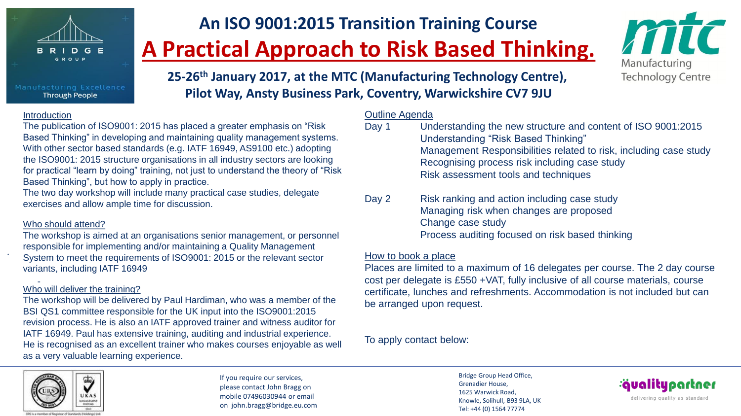BRIDGE GROUP

Manufacturing Excellence Through People

# An ISO 9001:2015 Transition Training Course

# A Practical Approach to Risk Based Thinking.

**25-26th January 2017, at the MTC (Manufacturing Technology Centre), Pilot Way, Ansty Business Park, Coventry, Warwickshire CV7 9JU**

mtc Manufacturing Technology Centre

### Introduction

The publication of ISO9001: 2015 has placed a greater emphasis on "Risk Based Thinking" in developing and maintaining quality management systems. With other sector based standards (e.g. IATF 16949, AS9100 etc.) adopting the ISO9001: 2015 structure organisations in all industry sectors are looking for practical "learn by doing" training, not just to understand the theory of "Risk Based Thinking", but how to apply in practice.

The two day workshop will include many practical case studies, delegate exercises and allow ample time for discussion.

### Who should attend?

The workshop is aimed at an organisations senior management, or personnel responsible for implementing and/or maintaining a Quality Management System to meet the requirements of ISO9001: 2015 or the relevant sector variants, including IATF 16949

### Who will deliver the training?

The workshop will be delivered by Paul Hardiman, who was a member of the BSI QS1 committee responsible for the UK input into the ISO9001:2015 revision process. He is also an IATF approved trainer and witness auditor for IATF 16949. Paul has extensive training, auditing and industrial experience. He is recognised as an excellent trainer who makes courses enjoyable as well as a very valuable learning experience.

### Outline Agenda

| | |
|---|---|
| Day 1 | Understanding the new structure and content of ISO 9001:2015 |
| | Understanding "Risk Based Thinking" |
| | Management Responsibilities related to risk, including case study |
| | Recognising process risk including case study |
| | Risk assessment tools and techniques |
| Day 2 | Risk ranking and action including case study |
| | Managing risk when changes are proposed |
| | Change case study |
| | Process auditing focused on risk based thinking |

### How to book a place

Places are limited to a maximum of 16 delegates per course. The 2 day course cost per delegate is £550 +VAT, fully inclusive of all course materials, course certificate, lunches and refreshments. Accommodation is not included but can be arranged upon request.

To apply contact below:

URS is a member of Registrar of Standards (Holdings) Ltd.

If you require our services, please contact John Bragg on mobile 07496030944 or email on john.bragg@bridge.eu.com

Bridge Group Head Office,
Grenadier House,
1625 Warwick Road,
Knowle, Solihull, B93 9LA, UK
Tel: +44 (0) 1564 77774

qualitypartner – delivering quality as standard